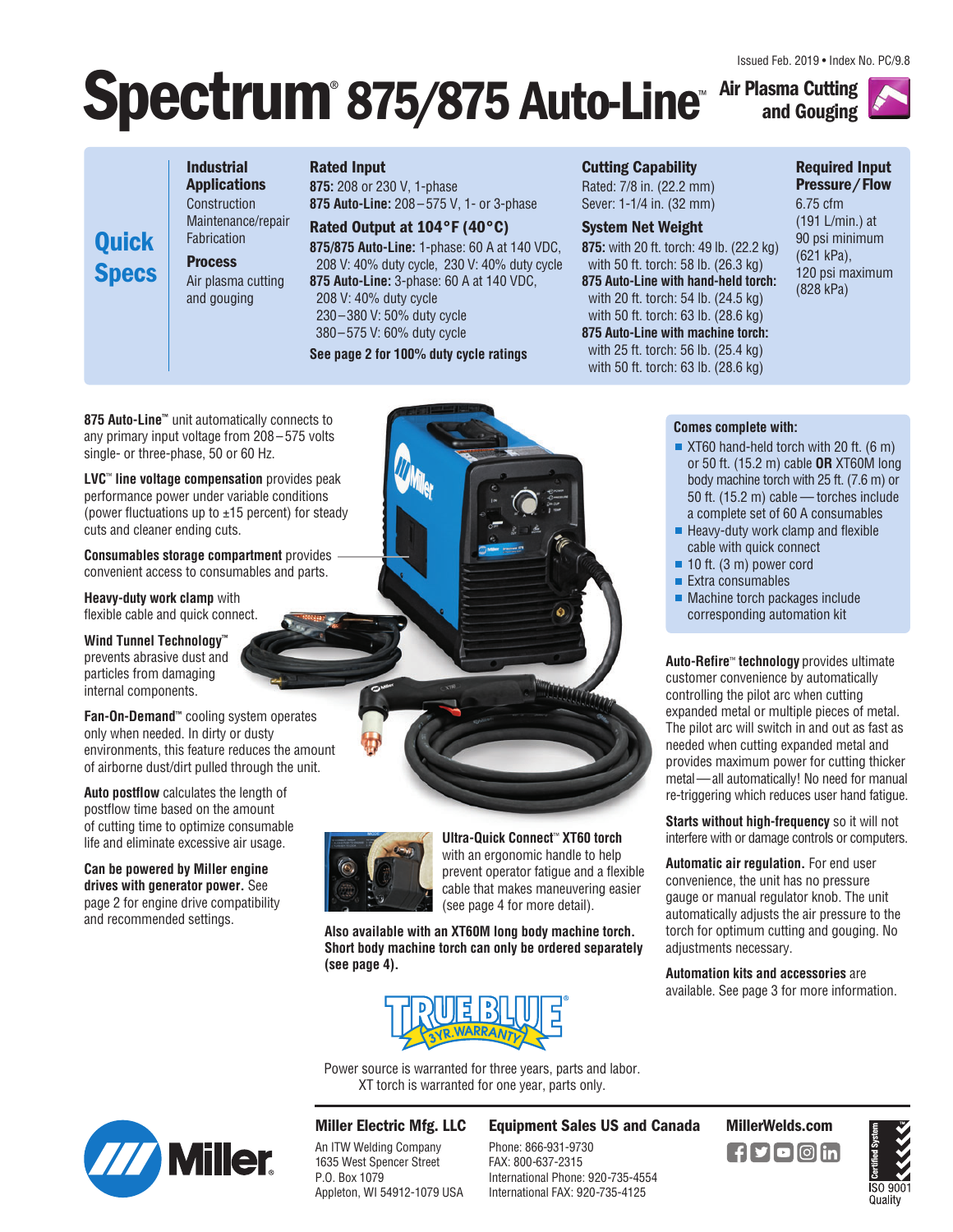Issued Feb. 2019 • Index No. PC/9.8

# Spectrum® 875/875 Auto-Line™

**Air Plasma Cutting and Gouging**

## Quick Specs

**Industrial Applications**
Construction
Maintenance/repair
Fabrication

**Process**
Air plasma cutting and gouging

**Rated Input**
**875:** 208 or 230 V, 1-phase
**875 Auto-Line:** 208–575 V, 1- or 3-phase

**Rated Output at 104°F (40°C)**
**875/875 Auto-Line:** 1-phase: 60 A at 140 VDC, 208 V: 40% duty cycle, 230 V: 40% duty cycle
**875 Auto-Line:** 3-phase: 60 A at 140 VDC,
208 V: 40% duty cycle
230–380 V: 50% duty cycle
380–575 V: 60% duty cycle

**See page 2 for 100% duty cycle ratings**

**Cutting Capability**
Rated: 7/8 in. (22.2 mm)
Sever: 1-1/4 in. (32 mm)

**System Net Weight**
**875:** with 20 ft. torch: 49 lb. (22.2 kg)
with 50 ft. torch: 58 lb. (26.3 kg)
**875 Auto-Line with hand-held torch:**
with 20 ft. torch: 54 lb. (24.5 kg)
with 50 ft. torch: 63 lb. (28.6 kg)
**875 Auto-Line with machine torch:**
with 25 ft. torch: 56 lb. (25.4 kg)
with 50 ft. torch: 63 lb. (28.6 kg)

**Required Input Pressure/Flow**
6.75 cfm (191 L/min.) at 90 psi minimum (621 kPa), 120 psi maximum (828 kPa)

**875 Auto-Line™** unit automatically connects to any primary input voltage from 208–575 volts single- or three-phase, 50 or 60 Hz.

**LVC™ line voltage compensation** provides peak performance power under variable conditions (power fluctuations up to ±15 percent) for steady cuts and cleaner ending cuts.

**Consumables storage compartment** provides convenient access to consumables and parts.

**Heavy-duty work clamp** with flexible cable and quick connect.

**Wind Tunnel Technology™** prevents abrasive dust and particles from damaging internal components.

**Fan-On-Demand™** cooling system operates only when needed. In dirty or dusty environments, this feature reduces the amount of airborne dust/dirt pulled through the unit.

**Auto postflow** calculates the length of postflow time based on the amount of cutting time to optimize consumable life and eliminate excessive air usage.

**Can be powered by Miller engine drives with generator power.** See page 2 for engine drive compatibility and recommended settings.

**Ultra-Quick Connect™ XT60 torch** with an ergonomic handle to help prevent operator fatigue and a flexible cable that makes maneuvering easier (see page 4 for more detail).

**Also available with an XT60M long body machine torch. Short body machine torch can only be ordered separately (see page 4).**

**Comes complete with:**

- XT60 hand-held torch with 20 ft. (6 m) or 50 ft. (15.2 m) cable **OR** XT60M long body machine torch with 25 ft. (7.6 m) or 50 ft. (15.2 m) cable — torches include a complete set of 60 A consumables
- Heavy-duty work clamp and flexible cable with quick connect
- 10 ft. (3 m) power cord
- Extra consumables
- Machine torch packages include corresponding automation kit

**Auto-Refire™ technology** provides ultimate customer convenience by automatically controlling the pilot arc when cutting expanded metal or multiple pieces of metal. The pilot arc will switch in and out as fast as needed when cutting expanded metal and provides maximum power for cutting thicker metal — all automatically! No need for manual re-triggering which reduces user hand fatigue.

**Starts without high-frequency** so it will not interfere with or damage controls or computers.

**Automatic air regulation.** For end user convenience, the unit has no pressure gauge or manual regulator knob. The unit automatically adjusts the air pressure to the torch for optimum cutting and gouging. No adjustments necessary.

**Automation kits and accessories** are available. See page 3 for more information.

TRUE BLUE® 3 YR. WARRANTY

Power source is warranted for three years, parts and labor.
XT torch is warranted for one year, parts only.

**Miller Electric Mfg. LLC**
An ITW Welding Company
1635 West Spencer Street
P.O. Box 1079
Appleton, WI 54912-1079 USA

**Equipment Sales US and Canada**
Phone: 866-931-9730
FAX: 800-637-2315
International Phone: 920-735-4554
International FAX: 920-735-4125

**MillerWelds.com**

Certified System ISO 9001 Quality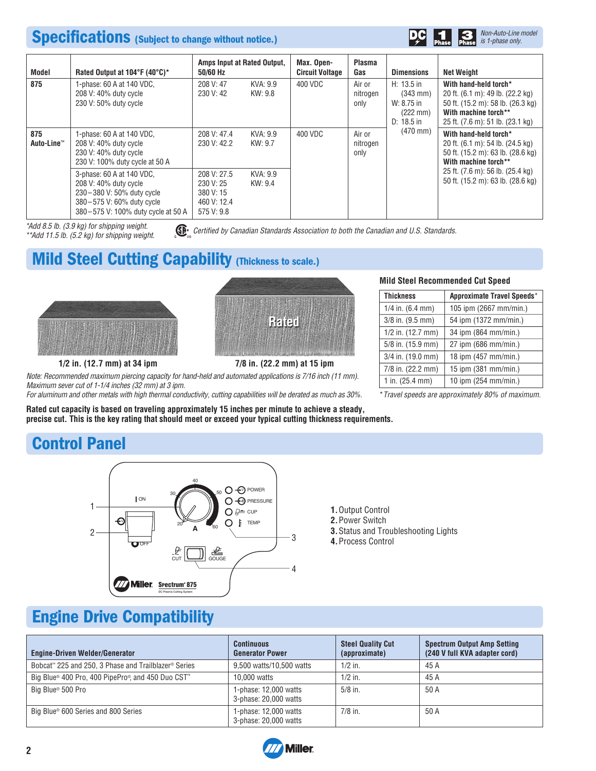## Specifications (Subject to change without notice.)

*Non-Auto-Line model is 1-phase only.*

| Model | Rated Output at 104°F (40°C)* | Amps Input at Rated Output, 50/60 Hz | | Max. Open-Circuit Voltage | Plasma Gas | Dimensions | Net Weight |
|---|---|---|---|---|---|---|---|
| 875 | 1-phase: 60 A at 140 VDC, 208 V: 40% duty cycle 230 V: 50% duty cycle | 208 V: 47 230 V: 42 | KVA: 9.9 KW: 9.8 | 400 VDC | Air or nitrogen only | H: 13.5 in (343 mm) W: 8.75 in (222 mm) D: 18.5 in (470 mm) | **With hand-held torch*** 20 ft. (6.1 m): 49 lb. (22.2 kg) 50 ft. (15.2 m): 58 lb. (26.3 kg) **With machine torch**** 25 ft. (7.6 m): 51 lb. (23.1 kg) |
| 875 Auto-Line™ | 1-phase: 60 A at 140 VDC, 208 V: 40% duty cycle 230 V: 40% duty cycle 230 V: 100% duty cycle at 50 A | 208 V: 47.4 230 V: 42.2 | KVA: 9.9 KW: 9.7 | 400 VDC | Air or nitrogen only | | **With hand-held torch*** 20 ft. (6.1 m): 54 lb. (24.5 kg) 50 ft. (15.2 m): 63 lb. (28.6 kg) **With machine torch**** 25 ft. (7.6 m): 56 lb. (25.4 kg) 50 ft. (15.2 m): 63 lb. (28.6 kg) |
| | 3-phase: 60 A at 140 VDC, 208 V: 40% duty cycle 230–380 V: 50% duty cycle 380–575 V: 60% duty cycle 380–575 V: 100% duty cycle at 50 A | 208 V: 27.5 230 V: 25 380 V: 15 460 V: 12.4 575 V: 9.8 | KVA: 9.9 KW: 9.4 | | | | |

*Add 8.5 lb. (3.9 kg) for shipping weight.
**Add 11.5 lb. (5.2 kg) for shipping weight.

*Certified by Canadian Standards Association to both the Canadian and U.S. Standards.*

## Mild Steel Cutting Capability (Thickness to scale.)

1/2 in. (12.7 mm) at 34 ipm

Rated

7/8 in. (22.2 mm) at 15 ipm

*Note: Recommended maximum piercing capacity for hand-held and automated applications is 7/16 inch (11 mm).*
*Maximum sever cut of 1-1/4 inches (32 mm) at 3 ipm.*
*For aluminum and other metals with high thermal conductivity, cutting capabilities will be derated as much as 30%.*

**Rated cut capacity is based on traveling approximately 15 inches per minute to achieve a steady, precise cut. This is the key rating that should meet or exceed your typical cutting thickness requirements.**

### Mild Steel Recommended Cut Speed

| Thickness | Approximate Travel Speeds* |
|---|---|
| 1/4 in. (6.4 mm) | 105 ipm (2667 mm/min.) |
| 3/8 in. (9.5 mm) | 54 ipm (1372 mm/min.) |
| 1/2 in. (12.7 mm) | 34 ipm (864 mm/min.) |
| 5/8 in. (15.9 mm) | 27 ipm (686 mm/min.) |
| 3/4 in. (19.0 mm) | 18 ipm (457 mm/min.) |
| 7/8 in. (22.2 mm) | 15 ipm (381 mm/min.) |
| 1 in. (25.4 mm) | 10 ipm (254 mm/min.) |

*\* Travel speeds are approximately 80% of maximum.*

## Control Panel

1. Output Control
2. Power Switch
3. Status and Troubleshooting Lights
4. Process Control

## Engine Drive Compatibility

| Engine-Driven Welder/Generator | Continuous Generator Power | Steel Quality Cut (approximate) | Spectrum Output Amp Setting (240 V full KVA adapter cord) |
|---|---|---|---|
| Bobcat™ 225 and 250, 3 Phase and Trailblazer® Series | 9,500 watts/10,500 watts | 1/2 in. | 45 A |
| Big Blue® 400 Pro, 400 PipePro®, and 450 Duo CST™ | 10,000 watts | 1/2 in. | 45 A |
| Big Blue® 500 Pro | 1-phase: 12,000 watts 3-phase: 20,000 watts | 5/8 in. | 50 A |
| Big Blue® 600 Series and 800 Series | 1-phase: 12,000 watts 3-phase: 20,000 watts | 7/8 in. | 50 A |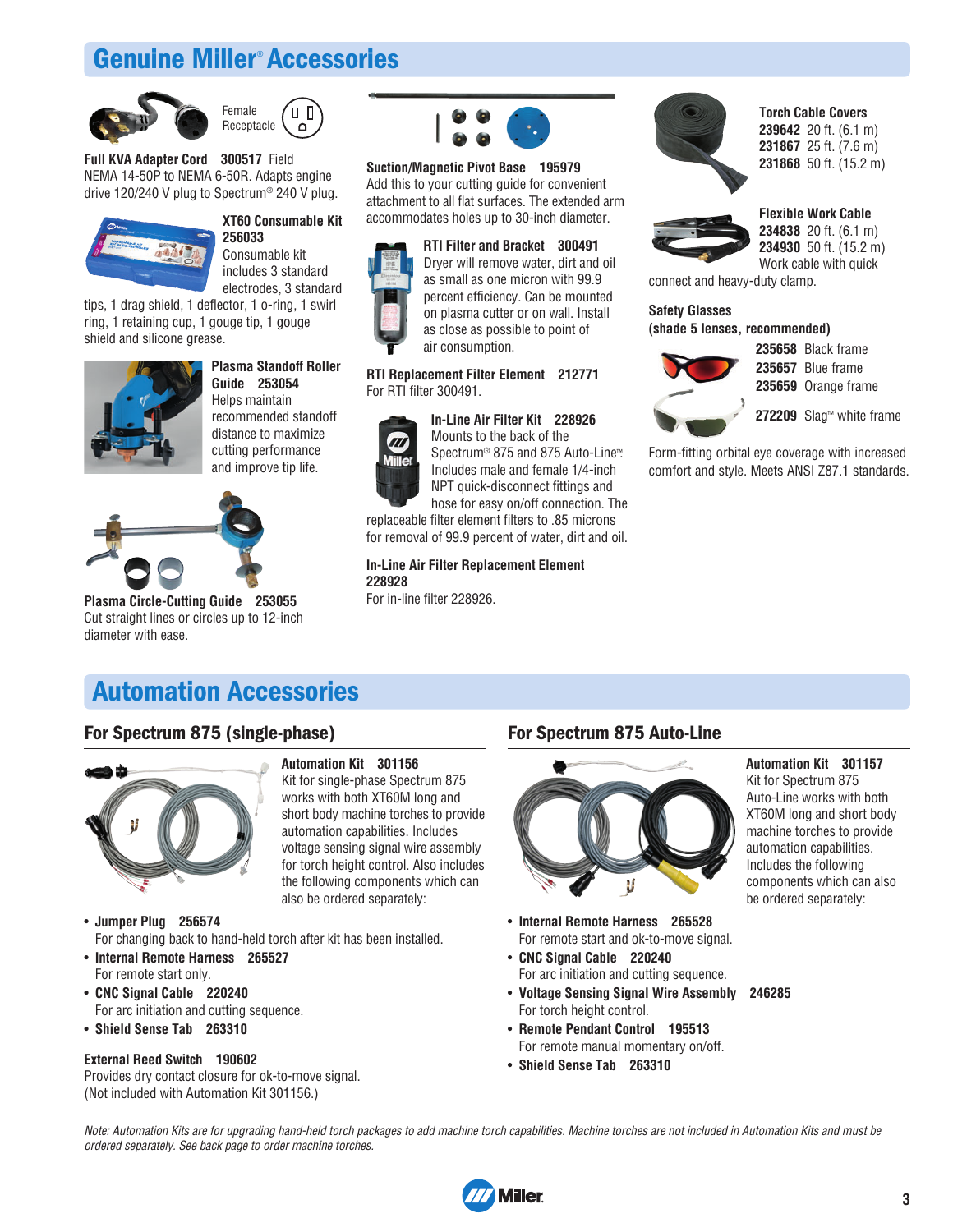## Genuine Miller® Accessories

Female Receptacle

**Full KVA Adapter Cord 300517** Field
NEMA 14-50P to NEMA 6-50R. Adapts engine drive 120/240 V plug to Spectrum® 240 V plug.

**XT60 Consumable Kit 256033**
Consumable kit includes 3 standard electrodes, 3 standard tips, 1 drag shield, 1 deflector, 1 o-ring, 1 swirl ring, 1 retaining cup, 1 gouge tip, 1 gouge shield and silicone grease.

**Plasma Standoff Roller Guide 253054**
Helps maintain recommended standoff distance to maximize cutting performance and improve tip life.

**Plasma Circle-Cutting Guide 253055**
Cut straight lines or circles up to 12-inch diameter with ease.

**Suction/Magnetic Pivot Base 195979**
Add this to your cutting guide for convenient attachment to all flat surfaces. The extended arm accommodates holes up to 30-inch diameter.

**RTI Filter and Bracket 300491**
Dryer will remove water, dirt and oil as small as one micron with 99.9 percent efficiency. Can be mounted on plasma cutter or on wall. Install as close as possible to point of air consumption.

**RTI Replacement Filter Element 212771**
For RTI filter 300491.

**In-Line Air Filter Kit 228926**
Mounts to the back of the Spectrum® 875 and 875 Auto-Line™. Includes male and female 1/4-inch NPT quick-disconnect fittings and hose for easy on/off connection. The replaceable filter element filters to .85 microns for removal of 99.9 percent of water, dirt and oil.

**In-Line Air Filter Replacement Element 228928**
For in-line filter 228926.

**Torch Cable Covers**
**239642** 20 ft. (6.1 m)
**231867** 25 ft. (7.6 m)
**231868** 50 ft. (15.2 m)

**Flexible Work Cable**
**234838** 20 ft. (6.1 m)
**234930** 50 ft. (15.2 m)
Work cable with quick connect and heavy-duty clamp.

**Safety Glasses**
**(shade 5 lenses, recommended)**
**235658** Black frame
**235657** Blue frame
**235659** Orange frame
**272209** Slag™ white frame

Form-fitting orbital eye coverage with increased comfort and style. Meets ANSI Z87.1 standards.

## Automation Accessories

### For Spectrum 875 (single-phase)

**Automation Kit 301156**
Kit for single-phase Spectrum 875 works with both XT60M long and short body machine torches to provide automation capabilities. Includes voltage sensing signal wire assembly for torch height control. Also includes the following components which can also be ordered separately:

- **Jumper Plug 256574**
  For changing back to hand-held torch after kit has been installed.
- **Internal Remote Harness 265527**
  For remote start only.
- **CNC Signal Cable 220240**
  For arc initiation and cutting sequence.
- **Shield Sense Tab 263310**

**External Reed Switch 190602**
Provides dry contact closure for ok-to-move signal. (Not included with Automation Kit 301156.)

### For Spectrum 875 Auto-Line

**Automation Kit 301157**
Kit for Spectrum 875 Auto-Line works with both XT60M long and short body machine torches to provide automation capabilities. Includes the following components which can also be ordered separately:

- **Internal Remote Harness 265528**
  For remote start and ok-to-move signal.
- **CNC Signal Cable 220240**
  For arc initiation and cutting sequence.
- **Voltage Sensing Signal Wire Assembly 246285**
  For torch height control.
- **Remote Pendant Control 195513**
  For remote manual momentary on/off.
- **Shield Sense Tab 263310**

*Note: Automation Kits are for upgrading hand-held torch packages to add machine torch capabilities. Machine torches are not included in Automation Kits and must be ordered separately. See back page to order machine torches.*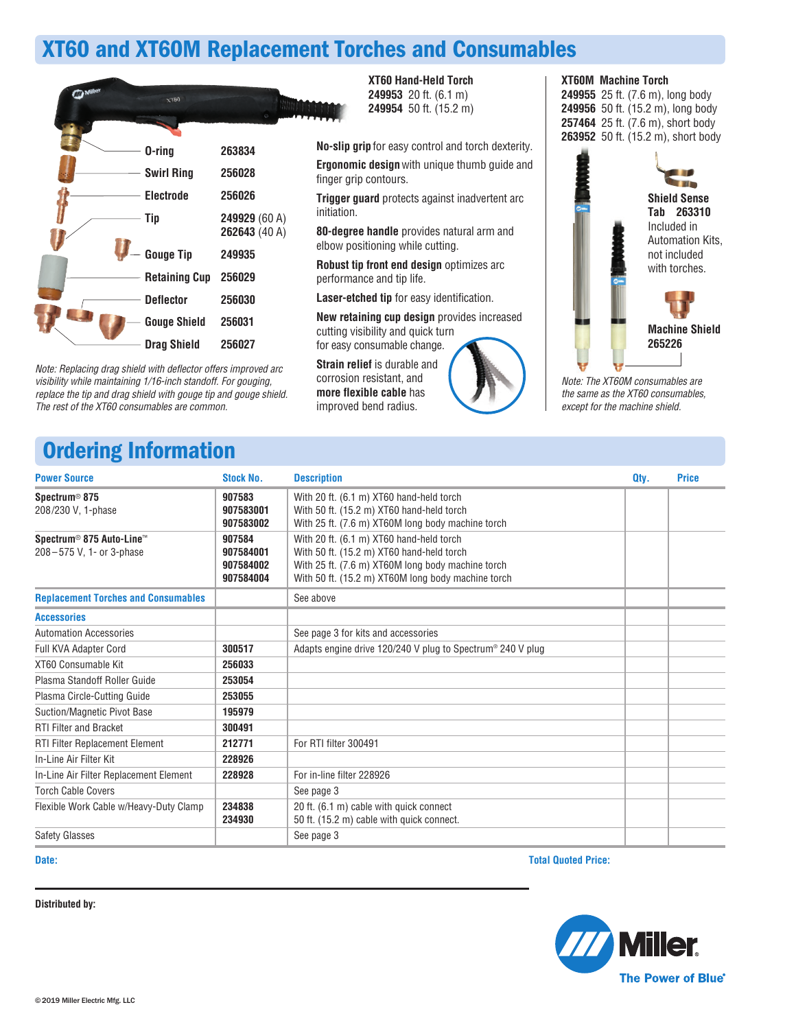# XT60 and XT60M Replacement Torches and Consumables

| | |
|---|---|
| O-ring | 263834 |
| Swirl Ring | 256028 |
| Electrode | 256026 |
| Tip | 249929 (60 A) 262643 (40 A) |
| Gouge Tip | 249935 |
| Retaining Cup | 256029 |
| Deflector | 256030 |
| Gouge Shield | 256031 |
| Drag Shield | 256027 |

*Note: Replacing drag shield with deflector offers improved arc visibility while maintaining 1/16-inch standoff. For gouging, replace the tip and drag shield with gouge tip and gouge shield. The rest of the XT60 consumables are common.*

**XT60 Hand-Held Torch**
**249953** 20 ft. (6.1 m)
**249954** 50 ft. (15.2 m)

**No-slip grip** for easy control and torch dexterity.

**Ergonomic design** with unique thumb guide and finger grip contours.

**Trigger guard** protects against inadvertent arc initiation.

**80-degree handle** provides natural arm and elbow positioning while cutting.

**Robust tip front end design** optimizes arc performance and tip life.

**Laser-etched tip** for easy identification.

**New retaining cup design** provides increased cutting visibility and quick turn for easy consumable change.

**Strain relief** is durable and corrosion resistant, and **more flexible cable** has improved bend radius.

**XT60M Machine Torch**
**249955** 25 ft. (7.6 m), long body
**249956** 50 ft. (15.2 m), long body
**257464** 25 ft. (7.6 m), short body
**263952** 50 ft. (15.2 m), short body

**Shield Sense Tab 263310**
Included in Automation Kits, not included with torches.

**Machine Shield 265226**

*Note: The XT60M consumables are the same as the XT60 consumables, except for the machine shield.*

# Ordering Information

| Power Source | Stock No. | Description | Qty. | Price |
|---|---|---|---|---|
| **Spectrum® 875** 208/230 V, 1-phase | 907583<br>907583001<br>907583002 | With 20 ft. (6.1 m) XT60 hand-held torch<br>With 50 ft. (15.2 m) XT60 hand-held torch<br>With 25 ft. (7.6 m) XT60M long body machine torch | | |
| **Spectrum® 875 Auto-Line™** 208–575 V, 1- or 3-phase | 907584<br>907584001<br>907584002<br>907584004 | With 20 ft. (6.1 m) XT60 hand-held torch<br>With 50 ft. (15.2 m) XT60 hand-held torch<br>With 25 ft. (7.6 m) XT60M long body machine torch<br>With 50 ft. (15.2 m) XT60M long body machine torch | | |
| **Replacement Torches and Consumables** | | See above | | |
| **Accessories** | | | | |
| Automation Accessories | | See page 3 for kits and accessories | | |
| Full KVA Adapter Cord | 300517 | Adapts engine drive 120/240 V plug to Spectrum® 240 V plug | | |
| XT60 Consumable Kit | 256033 | | | |
| Plasma Standoff Roller Guide | 253054 | | | |
| Plasma Circle-Cutting Guide | 253055 | | | |
| Suction/Magnetic Pivot Base | 195979 | | | |
| RTI Filter and Bracket | 300491 | | | |
| RTI Filter Replacement Element | 212771 | For RTI filter 300491 | | |
| In-Line Air Filter Kit | 228926 | | | |
| In-Line Air Filter Replacement Element | 228928 | For in-line filter 228926 | | |
| Torch Cable Covers | | See page 3 | | |
| Flexible Work Cable w/Heavy-Duty Clamp | 234838<br>234930 | 20 ft. (6.1 m) cable with quick connect<br>50 ft. (15.2 m) cable with quick connect. | | |
| Safety Glasses | | See page 3 | | |

**Date:** **Total Quoted Price:**

**Distributed by:**

Miller
The Power of Blue®

© 2019 Miller Electric Mfg. LLC